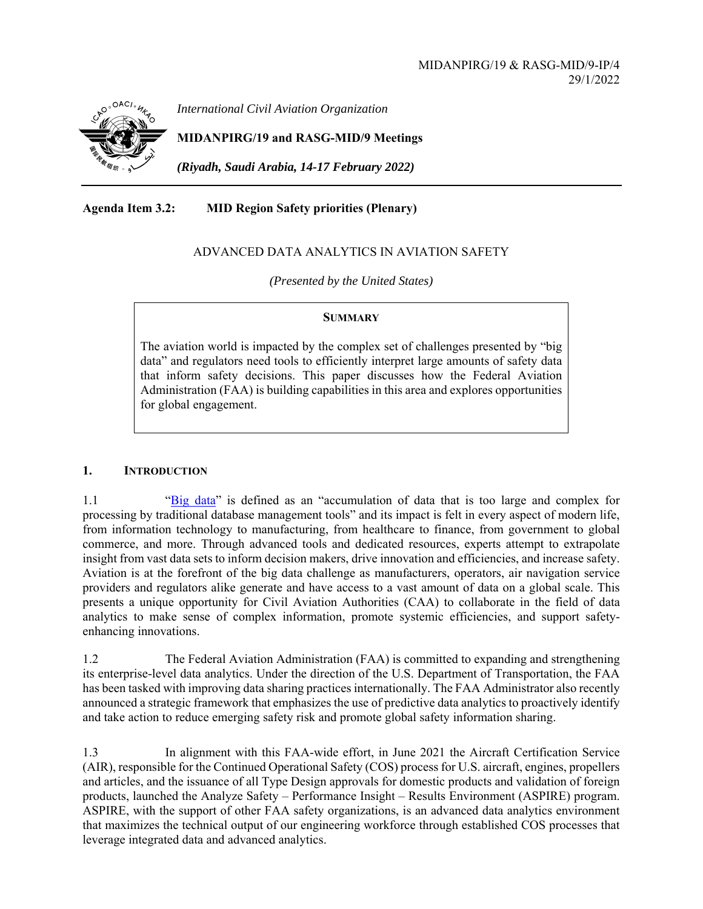MIDANPIRG/19 & RASG-MID/9-IP/4
29/1/2022

*International Civil Aviation Organization*

**MIDANPIRG/19 and RASG-MID/9 Meetings**

***(Riyadh, Saudi Arabia, 14-17 February 2022)***

**Agenda Item 3.2: MID Region Safety priorities (Plenary)**

ADVANCED DATA ANALYTICS IN AVIATION SAFETY

*(Presented by the United States)*

**SUMMARY**

The aviation world is impacted by the complex set of challenges presented by "big data" and regulators need tools to efficiently interpret large amounts of safety data that inform safety decisions. This paper discusses how the Federal Aviation Administration (FAA) is building capabilities in this area and explores opportunities for global engagement.

## 1. INTRODUCTION

1.1 "Big data" is defined as an "accumulation of data that is too large and complex for processing by traditional database management tools" and its impact is felt in every aspect of modern life, from information technology to manufacturing, from healthcare to finance, from government to global commerce, and more. Through advanced tools and dedicated resources, experts attempt to extrapolate insight from vast data sets to inform decision makers, drive innovation and efficiencies, and increase safety. Aviation is at the forefront of the big data challenge as manufacturers, operators, air navigation service providers and regulators alike generate and have access to a vast amount of data on a global scale. This presents a unique opportunity for Civil Aviation Authorities (CAA) to collaborate in the field of data analytics to make sense of complex information, promote systemic efficiencies, and support safety-enhancing innovations.

1.2 The Federal Aviation Administration (FAA) is committed to expanding and strengthening its enterprise-level data analytics. Under the direction of the U.S. Department of Transportation, the FAA has been tasked with improving data sharing practices internationally. The FAA Administrator also recently announced a strategic framework that emphasizes the use of predictive data analytics to proactively identify and take action to reduce emerging safety risk and promote global safety information sharing.

1.3 In alignment with this FAA-wide effort, in June 2021 the Aircraft Certification Service (AIR), responsible for the Continued Operational Safety (COS) process for U.S. aircraft, engines, propellers and articles, and the issuance of all Type Design approvals for domestic products and validation of foreign products, launched the Analyze Safety – Performance Insight – Results Environment (ASPIRE) program. ASPIRE, with the support of other FAA safety organizations, is an advanced data analytics environment that maximizes the technical output of our engineering workforce through established COS processes that leverage integrated data and advanced analytics.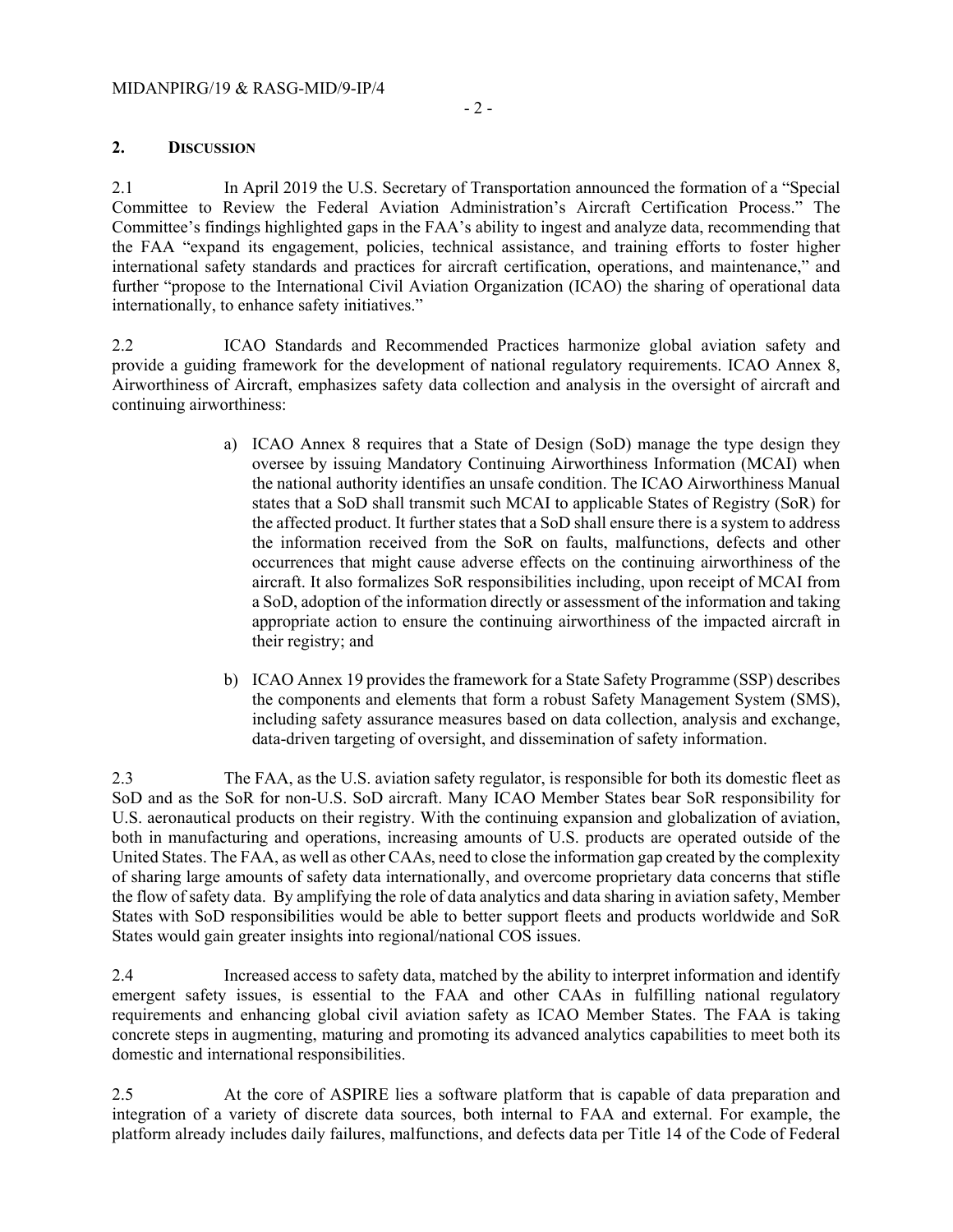## 2. DISCUSSION

2.1 In April 2019 the U.S. Secretary of Transportation announced the formation of a "Special Committee to Review the Federal Aviation Administration's Aircraft Certification Process." The Committee's findings highlighted gaps in the FAA's ability to ingest and analyze data, recommending that the FAA "expand its engagement, policies, technical assistance, and training efforts to foster higher international safety standards and practices for aircraft certification, operations, and maintenance," and further "propose to the International Civil Aviation Organization (ICAO) the sharing of operational data internationally, to enhance safety initiatives."

2.2 ICAO Standards and Recommended Practices harmonize global aviation safety and provide a guiding framework for the development of national regulatory requirements. ICAO Annex 8, Airworthiness of Aircraft, emphasizes safety data collection and analysis in the oversight of aircraft and continuing airworthiness:

a) ICAO Annex 8 requires that a State of Design (SoD) manage the type design they oversee by issuing Mandatory Continuing Airworthiness Information (MCAI) when the national authority identifies an unsafe condition. The ICAO Airworthiness Manual states that a SoD shall transmit such MCAI to applicable States of Registry (SoR) for the affected product. It further states that a SoD shall ensure there is a system to address the information received from the SoR on faults, malfunctions, defects and other occurrences that might cause adverse effects on the continuing airworthiness of the aircraft. It also formalizes SoR responsibilities including, upon receipt of MCAI from a SoD, adoption of the information directly or assessment of the information and taking appropriate action to ensure the continuing airworthiness of the impacted aircraft in their registry; and

b) ICAO Annex 19 provides the framework for a State Safety Programme (SSP) describes the components and elements that form a robust Safety Management System (SMS), including safety assurance measures based on data collection, analysis and exchange, data-driven targeting of oversight, and dissemination of safety information.

2.3 The FAA, as the U.S. aviation safety regulator, is responsible for both its domestic fleet as SoD and as the SoR for non-U.S. SoD aircraft. Many ICAO Member States bear SoR responsibility for U.S. aeronautical products on their registry. With the continuing expansion and globalization of aviation, both in manufacturing and operations, increasing amounts of U.S. products are operated outside of the United States. The FAA, as well as other CAAs, need to close the information gap created by the complexity of sharing large amounts of safety data internationally, and overcome proprietary data concerns that stifle the flow of safety data. By amplifying the role of data analytics and data sharing in aviation safety, Member States with SoD responsibilities would be able to better support fleets and products worldwide and SoR States would gain greater insights into regional/national COS issues.

2.4 Increased access to safety data, matched by the ability to interpret information and identify emergent safety issues, is essential to the FAA and other CAAs in fulfilling national regulatory requirements and enhancing global civil aviation safety as ICAO Member States. The FAA is taking concrete steps in augmenting, maturing and promoting its advanced analytics capabilities to meet both its domestic and international responsibilities.

2.5 At the core of ASPIRE lies a software platform that is capable of data preparation and integration of a variety of discrete data sources, both internal to FAA and external. For example, the platform already includes daily failures, malfunctions, and defects data per Title 14 of the Code of Federal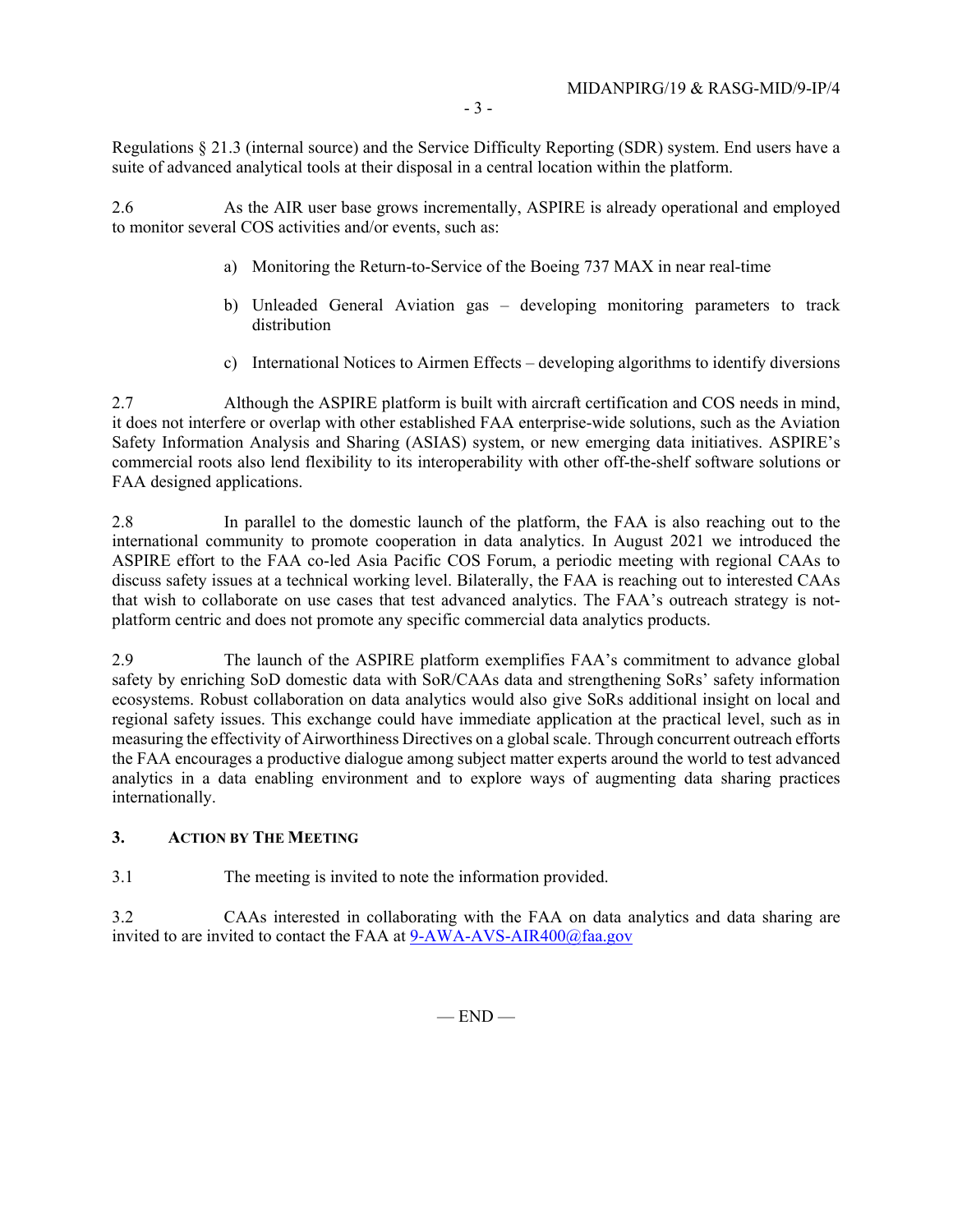Regulations § 21.3 (internal source) and the Service Difficulty Reporting (SDR) system. End users have a suite of advanced analytical tools at their disposal in a central location within the platform.

2.6 As the AIR user base grows incrementally, ASPIRE is already operational and employed to monitor several COS activities and/or events, such as:

a) Monitoring the Return-to-Service of the Boeing 737 MAX in near real-time

b) Unleaded General Aviation gas – developing monitoring parameters to track distribution

c) International Notices to Airmen Effects – developing algorithms to identify diversions

2.7 Although the ASPIRE platform is built with aircraft certification and COS needs in mind, it does not interfere or overlap with other established FAA enterprise-wide solutions, such as the Aviation Safety Information Analysis and Sharing (ASIAS) system, or new emerging data initiatives. ASPIRE's commercial roots also lend flexibility to its interoperability with other off-the-shelf software solutions or FAA designed applications.

2.8 In parallel to the domestic launch of the platform, the FAA is also reaching out to the international community to promote cooperation in data analytics. In August 2021 we introduced the ASPIRE effort to the FAA co-led Asia Pacific COS Forum, a periodic meeting with regional CAAs to discuss safety issues at a technical working level. Bilaterally, the FAA is reaching out to interested CAAs that wish to collaborate on use cases that test advanced analytics. The FAA's outreach strategy is not-platform centric and does not promote any specific commercial data analytics products.

2.9 The launch of the ASPIRE platform exemplifies FAA's commitment to advance global safety by enriching SoD domestic data with SoR/CAAs data and strengthening SoRs' safety information ecosystems. Robust collaboration on data analytics would also give SoRs additional insight on local and regional safety issues. This exchange could have immediate application at the practical level, such as in measuring the effectivity of Airworthiness Directives on a global scale. Through concurrent outreach efforts the FAA encourages a productive dialogue among subject matter experts around the world to test advanced analytics in a data enabling environment and to explore ways of augmenting data sharing practices internationally.

## 3. ACTION BY THE MEETING

3.1 The meeting is invited to note the information provided.

3.2 CAAs interested in collaborating with the FAA on data analytics and data sharing are invited to are invited to contact the FAA at 9-AWA-AVS-AIR400@faa.gov

— END —